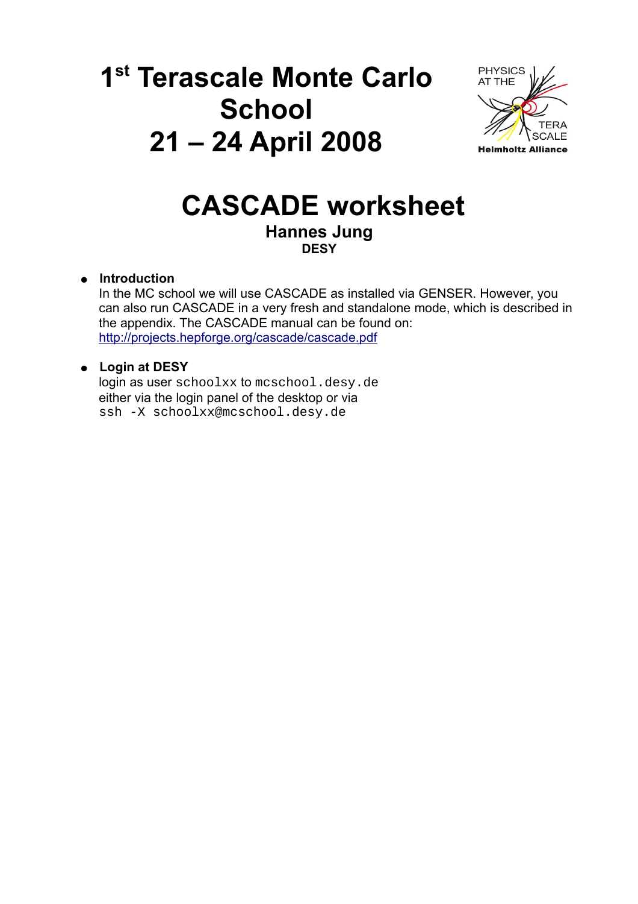# 1st Terascale Monte Carlo School 21 – 24 April 2008

PHYSICS AT THE TERA SCALE
Helmholtz Alliance

# CASCADE worksheet

**Hannes Jung**
**DESY**

- **Introduction**
  In the MC school we will use CASCADE as installed via GENSER. However, you can also run CASCADE in a very fresh and standalone mode, which is described in the appendix. The CASCADE manual can be found on:
  [http://projects.hepforge.org/cascade/cascade.pdf](http://projects.hepforge.org/cascade/cascade.pdf)

- **Login at DESY**
  login as user `schoolxx` to `mcschool.desy.de`
  either via the login panel of the desktop or via
  `ssh -X schoolxx@mcschool.desy.de`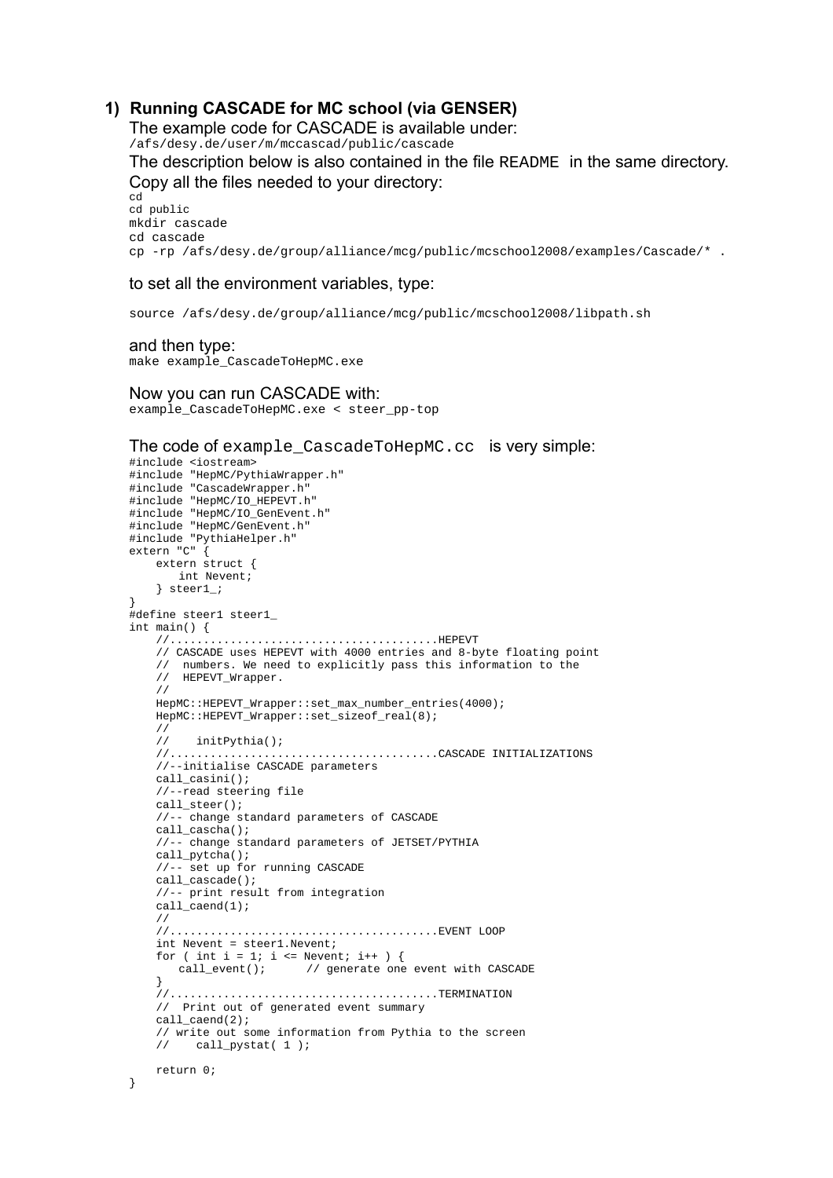## 1) Running CASCADE for MC school (via GENSER)

The example code for CASCADE is available under:

```
/afs/desy.de/user/m/mccascad/public/cascade
```

The description below is also contained in the file `README` in the same directory.

Copy all the files needed to your directory:

```
cd
cd public
mkdir cascade
cd cascade
cp -rp /afs/desy.de/group/alliance/mcg/public/mcschool2008/examples/Cascade/* .
```

to set all the environment variables, type:

```
source /afs/desy.de/group/alliance/mcg/public/mcschool2008/libpath.sh
```

and then type:

```
make example_CascadeToHepMC.exe
```

Now you can run CASCADE with:

```
example_CascadeToHepMC.exe < steer_pp-top
```

The code of `example_CascadeToHepMC.cc` is very simple:

```
#include <iostream>
#include "HepMC/PythiaWrapper.h"
#include "CascadeWrapper.h"
#include "HepMC/IO_HEPEVT.h"
#include "HepMC/IO_GenEvent.h"
#include "HepMC/GenEvent.h"
#include "PythiaHelper.h"
extern "C" {
    extern struct {
       int Nevent;
    } steer1_;
}
#define steer1 steer1_
int main() {
    //........................................HEPEVT
    // CASCADE uses HEPEVT with 4000 entries and 8-byte floating point
    //  numbers. We need to explicitly pass this information to the
    //  HEPEVT_Wrapper.
    //
    HepMC::HEPEVT_Wrapper::set_max_number_entries(4000);
    HepMC::HEPEVT_Wrapper::set_sizeof_real(8);
    //
    //    initPythia();
    //........................................CASCADE INITIALIZATIONS
    //--initialise CASCADE parameters
    call_casini();
    //--read steering file
    call_steer();
    //-- change standard parameters of CASCADE
    call_cascha();
    //-- change standard parameters of JETSET/PYTHIA
    call_pytcha();
    //-- set up for running CASCADE
    call_cascade();
    //-- print result from integration
    call_caend(1);
    //
    //........................................EVENT LOOP
    int Nevent = steer1.Nevent;
    for ( int i = 1; i <= Nevent; i++ ) {
       call_event();      // generate one event with CASCADE
    }
    //........................................TERMINATION
    //  Print out of generated event summary
    call_caend(2);
    // write out some information from Pythia to the screen
    //    call_pystat( 1 );

    return 0;
}
```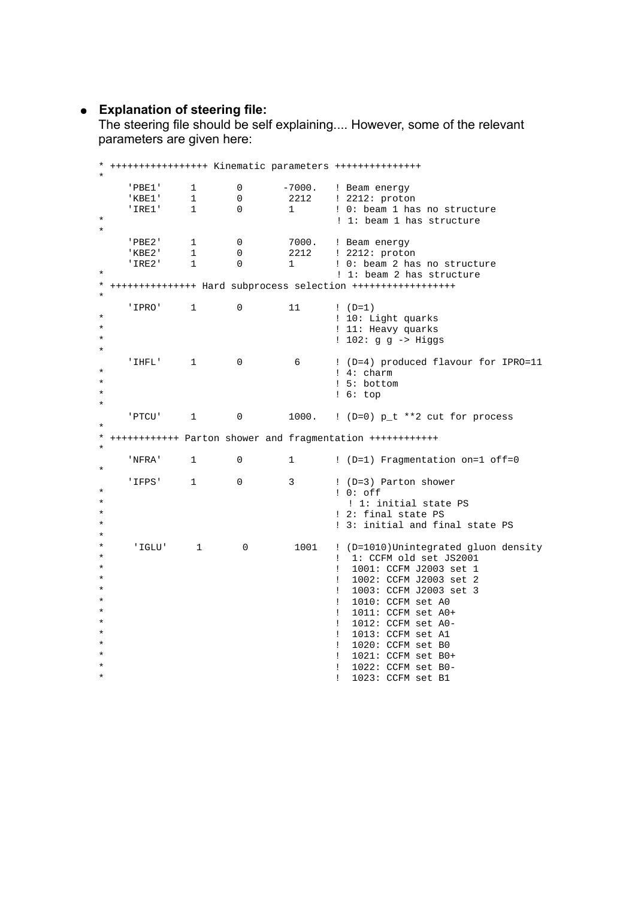- **Explanation of steering file:**
  The steering file should be self explaining.... However, some of the relevant parameters are given here:

```
* +++++++++++++++++ Kinematic parameters +++++++++++++++
*
     'PBE1'     1      0      -7000.   ! Beam energy
     'KBE1'     1      0       2212    ! 2212: proton
     'IRE1'     1      0       1       ! 0: beam 1 has no structure
*                                      ! 1: beam 1 has structure
*
     'PBE2'     1      0       7000.   ! Beam energy
     'KBE2'     1      0       2212    ! 2212: proton
     'IRE2'     1      0       1       ! 0: beam 2 has no structure
*                                      ! 1: beam 2 has structure
* +++++++++++++++ Hard subprocess selection ++++++++++++++++++
*
     'IPRO'     1      0       11      ! (D=1)
*                                      ! 10: Light quarks
*                                      ! 11: Heavy quarks
*                                      ! 102: g g -> Higgs
*
     'IHFL'     1      0        6      ! (D=4) produced flavour for IPRO=11
*                                      ! 4: charm
*                                      ! 5: bottom
*                                      ! 6: top
*
     'PTCU'     1      0       1000.   ! (D=0) p_t **2 cut for process
*
* ++++++++++++ Parton shower and fragmentation ++++++++++++
*
     'NFRA'     1      0       1       ! (D=1) Fragmentation on=1 off=0
*
     'IFPS'     1      0       3       ! (D=3) Parton shower
*                                      ! 0: off
*                                        ! 1: initial state PS
*                                      ! 2: final state PS
*                                      ! 3: initial and final state PS
*
*     'IGLU'     1      0       1001   ! (D=1010)Unintegrated gluon density
*                                      !  1: CCFM old set JS2001
*                                      !  1001: CCFM J2003 set 1
*                                      !  1002: CCFM J2003 set 2
*                                      !  1003: CCFM J2003 set 3
*                                      !  1010: CCFM set A0
*                                      !  1011: CCFM set A0+
*                                      !  1012: CCFM set A0-
*                                      !  1013: CCFM set A1
*                                      !  1020: CCFM set B0
*                                      !  1021: CCFM set B0+
*                                      !  1022: CCFM set B0-
*                                      !  1023: CCFM set B1
```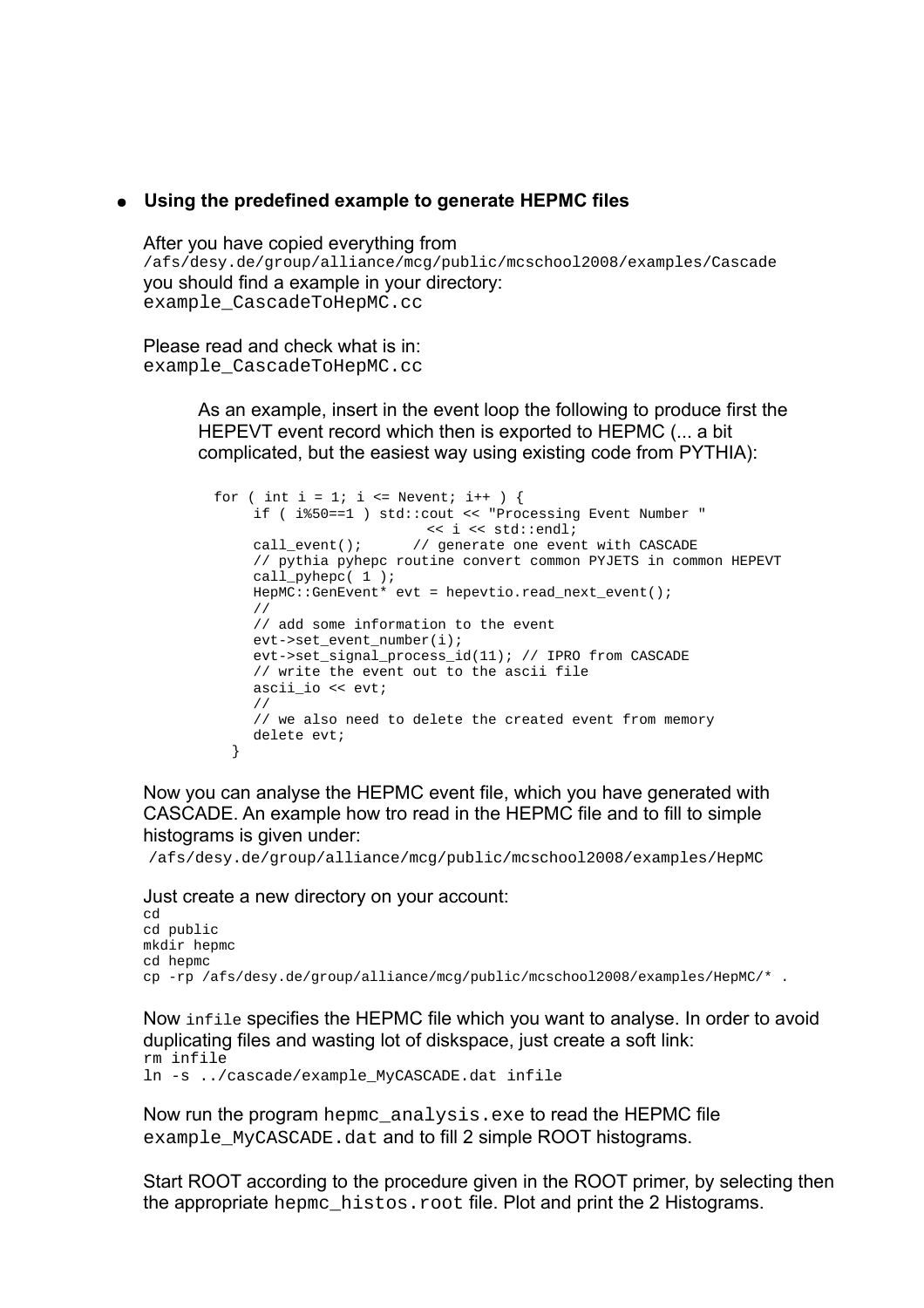- **Using the predefined example to generate HEPMC files**

  After you have copied everything from
  `/afs/desy.de/group/alliance/mcg/public/mcschool2008/examples/Cascade`
  you should find a example in your directory:
  `example_CascadeToHepMC.cc`

  Please read and check what is in:
  `example_CascadeToHepMC.cc`

  > As an example, insert in the event loop the following to produce first the HEPEVT event record which then is exported to HEPMC (... a bit complicated, but the easiest way using existing code from PYTHIA):

  ```
  for ( int i = 1; i <= Nevent; i++ ) {
       if ( i%50==1 ) std::cout << "Processing Event Number "
                           << i << std::endl;
       call_event();      // generate one event with CASCADE
       // pythia pyhepc routine convert common PYJETS in common HEPEVT
       call_pyhepc( 1 );
       HepMC::GenEvent* evt = hepevtio.read_next_event();
       //
       // add some information to the event
       evt->set_event_number(i);
       evt->set_signal_process_id(11); // IPRO from CASCADE
       // write the event out to the ascii file
       ascii_io << evt;
       //
       // we also need to delete the created event from memory
       delete evt;
    }
  ```

  Now you can analyse the HEPMC event file, which you have generated with CASCADE. An example how tro read in the HEPMC file and to fill to simple histograms is given under:
  `/afs/desy.de/group/alliance/mcg/public/mcschool2008/examples/HepMC`

  Just create a new directory on your account:

  ```
  cd
  cd public
  mkdir hepmc
  cd hepmc
  cp -rp /afs/desy.de/group/alliance/mcg/public/mcschool2008/examples/HepMC/* .
  ```

  Now `infile` specifies the HEPMC file which you want to analyse. In order to avoid duplicating files and wasting lot of diskspace, just create a soft link:

  ```
  rm infile
  ln -s ../cascade/example_MyCASCADE.dat infile
  ```

  Now run the program `hepmc_analysis.exe` to read the HEPMC file `example_MyCASCADE.dat` and to fill 2 simple ROOT histograms.

  Start ROOT according to the procedure given in the ROOT primer, by selecting then the appropriate `hepmc_histos.root` file. Plot and print the 2 Histograms.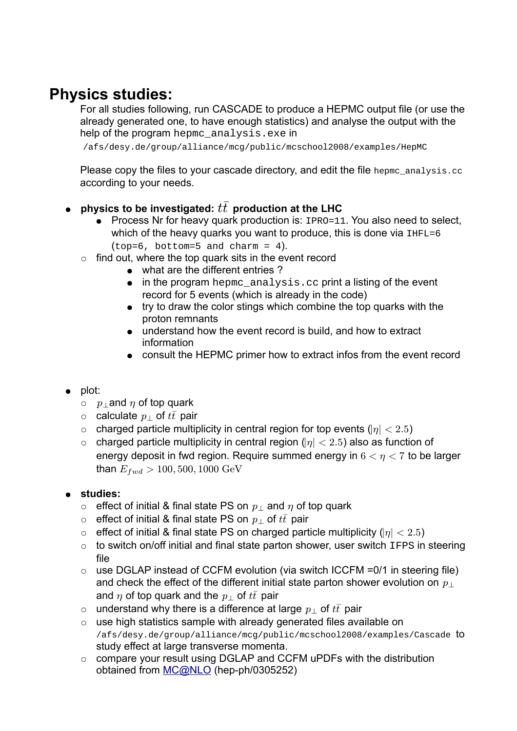# Physics studies:

For all studies following, run CASCADE to produce a HEPMC output file (or use the already generated one, to have enough statistics) and analyse the output with the help of the program `hepmc_analysis.exe` in

`/afs/desy.de/group/alliance/mcg/public/mcschool2008/examples/HepMC`

Please copy the files to your cascade directory, and edit the file `hepmc_analysis.cc` according to your needs.

- **physics to be investigated: $t\bar{t}$ production at the LHC**
    - Process Nr for heavy quark production is: `IPRO=11`. You also need to select, which of the heavy quarks you want to produce, this is done via `IHFL=6` (`top=6, bottom=5 and charm = 4`).
  - find out, where the top quark sits in the event record
      - what are the different entries ?
      - in the program `hepmc_analysis.cc` print a listing of the event record for 5 events (which is already in the code)
      - try to draw the color stings which combine the top quarks with the proton remnants
      - understand how the event record is build, and how to extract information
      - consult the HEPMC primer how to extract infos from the event record

- plot:
  - $p_\perp$and $\eta$ of top quark
  - calculate $p_\perp$ of $t\bar{t}$ pair
  - charged particle multiplicity in central region for top events ($|\eta| < 2.5$)
  - charged particle multiplicity in central region ($|\eta| < 2.5$) also as function of energy deposit in fwd region. Require summed energy in $6 < \eta < 7$ to be larger than $E_{fwd} > 100, 500, 1000 \text{ GeV}$

- **studies:**
  - effect of initial & final state PS on $p_\perp$ and $\eta$ of top quark
  - effect of initial & final state PS on $p_\perp$ of $t\bar{t}$ pair
  - effect of initial & final state PS on charged particle multiplicity ($|\eta| < 2.5$)
  - to switch on/off initial and final state parton shower, user switch `IFPS` in steering file
  - use DGLAP instead of CCFM evolution (via switch `ICCFM =0/1` in steering file) and check the effect of the different initial state parton shower evolution on $p_\perp$ and $\eta$ of top quark and the $p_\perp$ of $t\bar{t}$ pair
  - understand why there is a difference at large $p_\perp$ of $t\bar{t}$ pair
  - use high statistics sample with already generated files available on `/afs/desy.de/group/alliance/mcg/public/mcschool2008/examples/Cascade` to study effect at large transverse momenta.
  - compare your result using DGLAP and CCFM uPDFs with the distribution obtained from MC@NLO (hep-ph/0305252)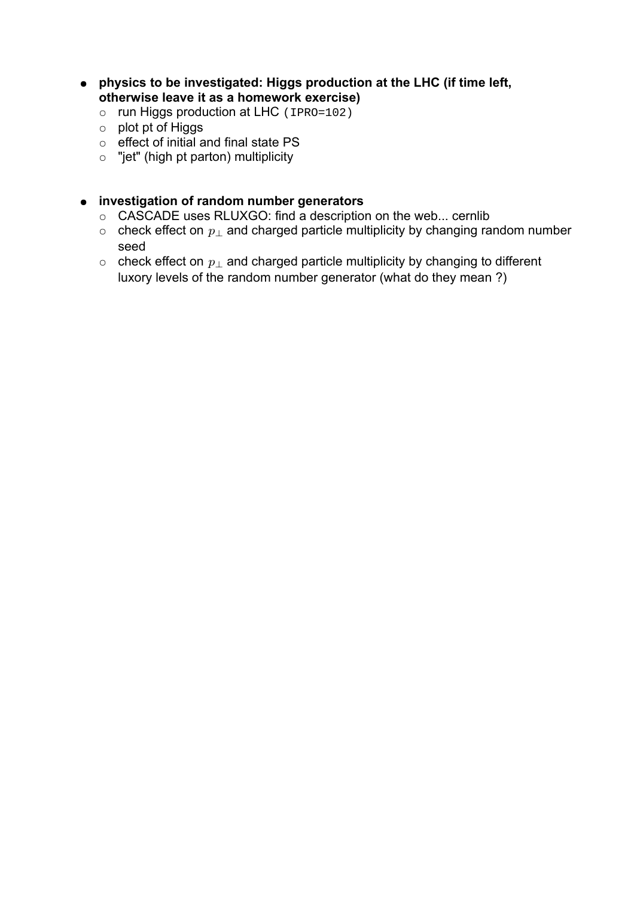- **physics to be investigated: Higgs production at the LHC (if time left, otherwise leave it as a homework exercise)**
  - run Higgs production at LHC (`IPRO=102`)
  - plot pt of Higgs
  - effect of initial and final state PS
  - "jet" (high pt parton) multiplicity

- **investigation of random number generators**
  - CASCADE uses RLUXGO: find a description on the web... cernlib
  - check effect on $p_\perp$ and charged particle multiplicity by changing random number seed
  - check effect on $p_\perp$ and charged particle multiplicity by changing to different luxory levels of the random number generator (what do they mean ?)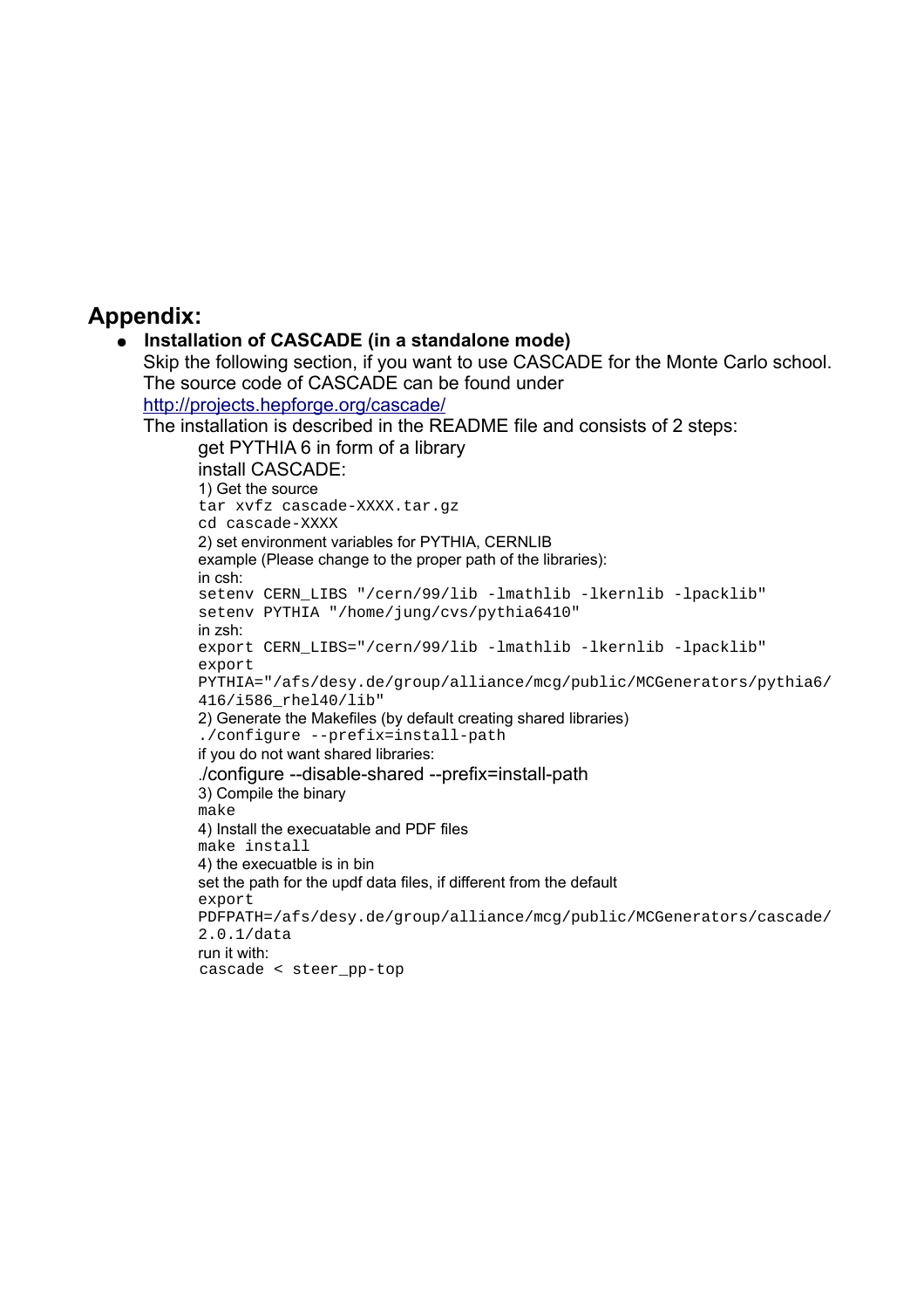## Appendix:

- **Installation of CASCADE (in a standalone mode)**

  Skip the following section, if you want to use CASCADE for the Monte Carlo school.
  The source code of CASCADE can be found under
  http://projects.hepforge.org/cascade/
  The installation is described in the README file and consists of 2 steps:

  get PYTHIA 6 in form of a library

  install CASCADE:

  1) Get the source

  ```
  tar xvfz cascade-XXXX.tar.gz
  cd cascade-XXXX
  ```

  2) set environment variables for PYTHIA, CERNLIB

  example (Please change to the proper path of the libraries):

  in csh:

  ```
  setenv CERN_LIBS "/cern/99/lib -lmathlib -lkernlib -lpacklib"
  setenv PYTHIA "/home/jung/cvs/pythia6410"
  ```

  in zsh:

  ```
  export CERN_LIBS="/cern/99/lib -lmathlib -lkernlib -lpacklib"
  export
  PYTHIA="/afs/desy.de/group/alliance/mcg/public/MCGenerators/pythia6/
  416/i586_rhel40/lib"
  ```

  2) Generate the Makefiles (by default creating shared libraries)

  ```
  ./configure --prefix=install-path
  ```

  if you do not want shared libraries:

  ./configure --disable-shared --prefix=install-path

  3) Compile the binary

  ```
  make
  ```

  4) Install the execuatable and PDF files

  ```
  make install
  ```

  4) the execuatble is in bin

  set the path for the updf data files, if different from the default

  ```
  export
  PDFPATH=/afs/desy.de/group/alliance/mcg/public/MCGenerators/cascade/
  2.0.1/data
  ```

  run it with:

  ```
  cascade < steer_pp-top
  ```